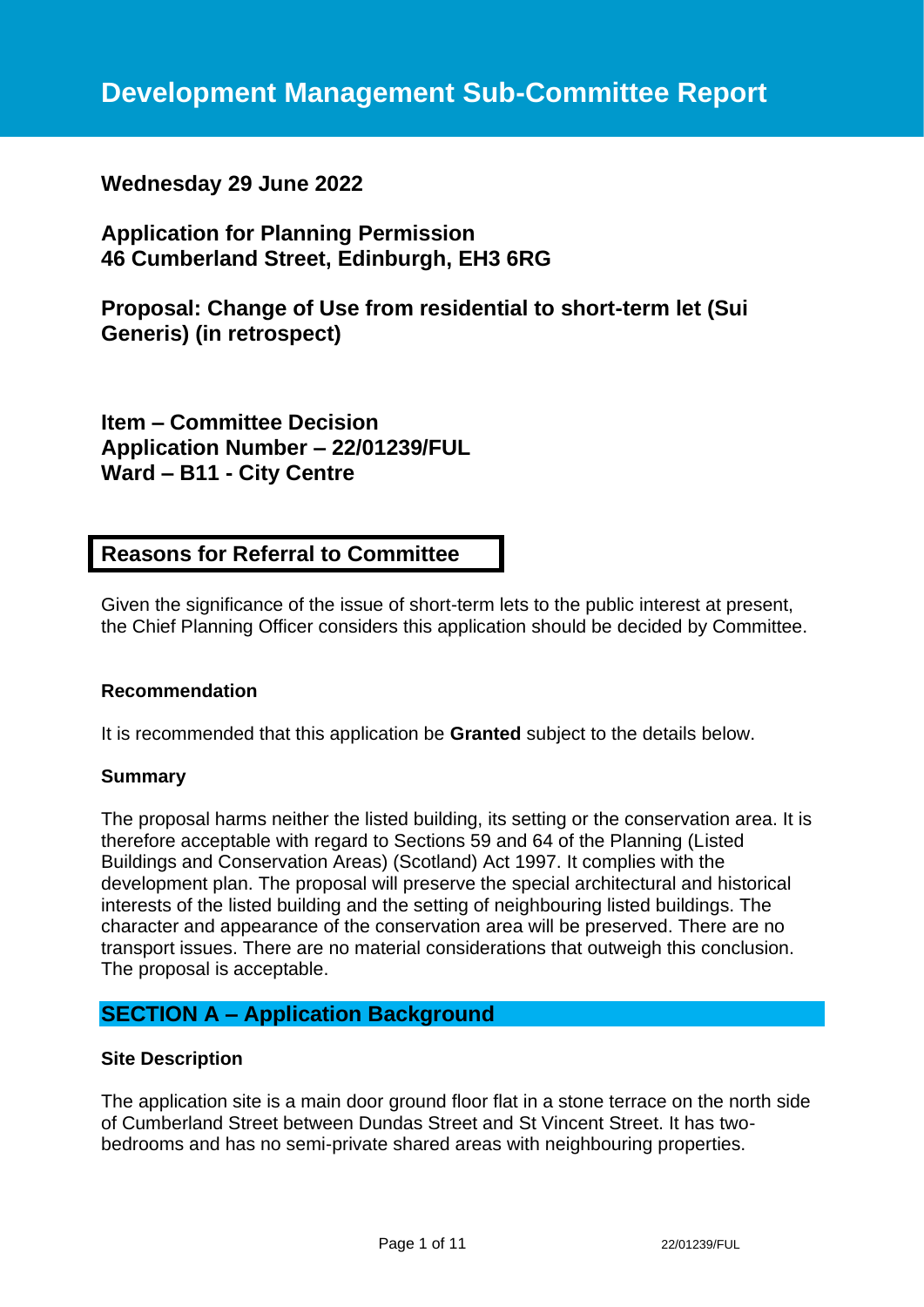# Development Management Sub-Committee Report

**Wednesday 29 June 2022**

**Application for Planning Permission**
**46 Cumberland Street, Edinburgh, EH3 6RG**

**Proposal: Change of Use from residential to short-term let (Sui Generis) (in retrospect)**

**Item – Committee Decision**
**Application Number – 22/01239/FUL**
**Ward – B11 - City Centre**

## Reasons for Referral to Committee

Given the significance of the issue of short-term lets to the public interest at present, the Chief Planning Officer considers this application should be decided by Committee.

### Recommendation

It is recommended that this application be **Granted** subject to the details below.

### Summary

The proposal harms neither the listed building, its setting or the conservation area. It is therefore acceptable with regard to Sections 59 and 64 of the Planning (Listed Buildings and Conservation Areas) (Scotland) Act 1997. It complies with the development plan. The proposal will preserve the special architectural and historical interests of the listed building and the setting of neighbouring listed buildings. The character and appearance of the conservation area will be preserved. There are no transport issues. There are no material considerations that outweigh this conclusion. The proposal is acceptable.

## SECTION A – Application Background

### Site Description

The application site is a main door ground floor flat in a stone terrace on the north side of Cumberland Street between Dundas Street and St Vincent Street. It has two-bedrooms and has no semi-private shared areas with neighbouring properties.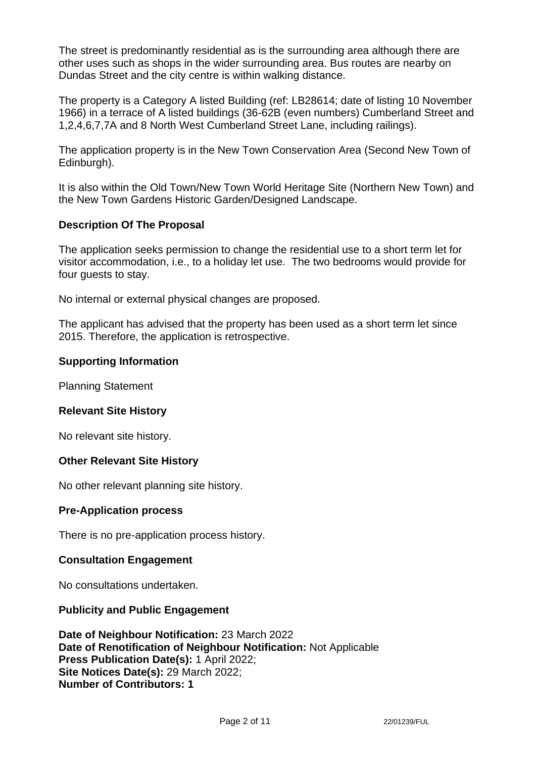The street is predominantly residential as is the surrounding area although there are other uses such as shops in the wider surrounding area. Bus routes are nearby on Dundas Street and the city centre is within walking distance.

The property is a Category A listed Building (ref: LB28614; date of listing 10 November 1966) in a terrace of A listed buildings (36-62B (even numbers) Cumberland Street and 1,2,4,6,7,7A and 8 North West Cumberland Street Lane, including railings).

The application property is in the New Town Conservation Area (Second New Town of Edinburgh).

It is also within the Old Town/New Town World Heritage Site (Northern New Town) and the New Town Gardens Historic Garden/Designed Landscape.

## Description Of The Proposal

The application seeks permission to change the residential use to a short term let for visitor accommodation, i.e., to a holiday let use. The two bedrooms would provide for four guests to stay.

No internal or external physical changes are proposed.

The applicant has advised that the property has been used as a short term let since 2015. Therefore, the application is retrospective.

## Supporting Information

Planning Statement

## Relevant Site History

No relevant site history.

## Other Relevant Site History

No other relevant planning site history.

## Pre-Application process

There is no pre-application process history.

## Consultation Engagement

No consultations undertaken.

## Publicity and Public Engagement

**Date of Neighbour Notification:** 23 March 2022
**Date of Renotification of Neighbour Notification:** Not Applicable
**Press Publication Date(s):** 1 April 2022;
**Site Notices Date(s):** 29 March 2022;
**Number of Contributors: 1**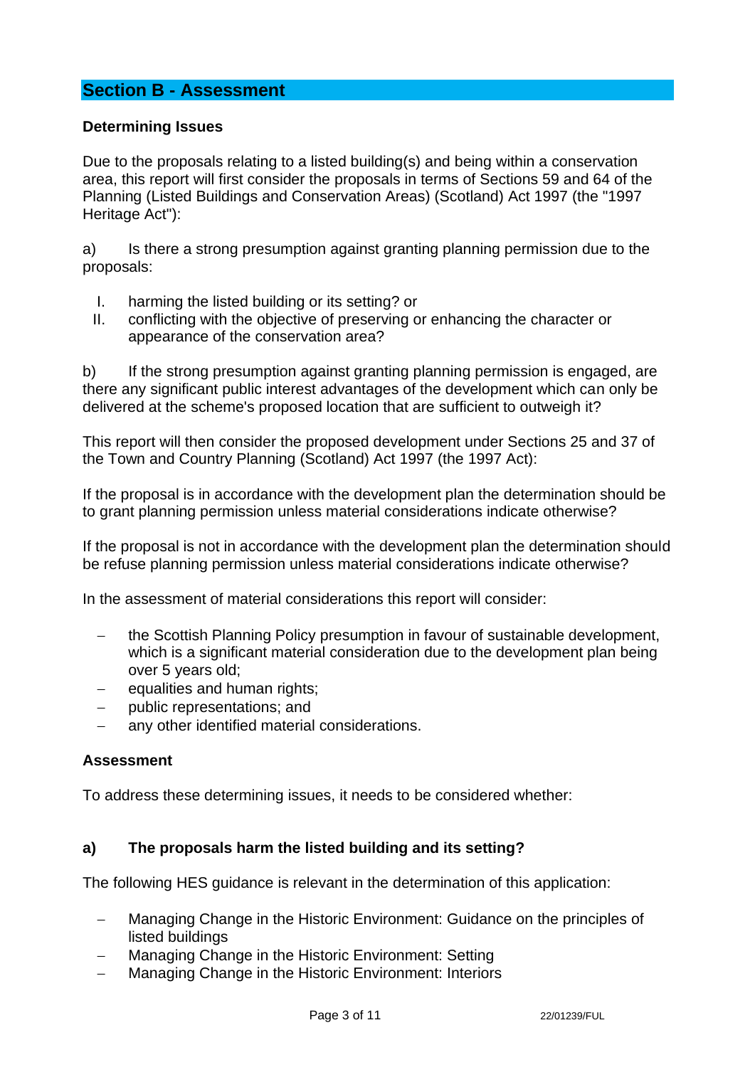## Section B - Assessment

### Determining Issues

Due to the proposals relating to a listed building(s) and being within a conservation area, this report will first consider the proposals in terms of Sections 59 and 64 of the Planning (Listed Buildings and Conservation Areas) (Scotland) Act 1997 (the "1997 Heritage Act"):

a) Is there a strong presumption against granting planning permission due to the proposals:

I. harming the listed building or its setting? or
II. conflicting with the objective of preserving or enhancing the character or appearance of the conservation area?

b) If the strong presumption against granting planning permission is engaged, are there any significant public interest advantages of the development which can only be delivered at the scheme's proposed location that are sufficient to outweigh it?

This report will then consider the proposed development under Sections 25 and 37 of the Town and Country Planning (Scotland) Act 1997 (the 1997 Act):

If the proposal is in accordance with the development plan the determination should be to grant planning permission unless material considerations indicate otherwise?

If the proposal is not in accordance with the development plan the determination should be refuse planning permission unless material considerations indicate otherwise?

In the assessment of material considerations this report will consider:

- the Scottish Planning Policy presumption in favour of sustainable development, which is a significant material consideration due to the development plan being over 5 years old;
- equalities and human rights;
- public representations; and
- any other identified material considerations.

### Assessment

To address these determining issues, it needs to be considered whether:

### a) The proposals harm the listed building and its setting?

The following HES guidance is relevant in the determination of this application:

- Managing Change in the Historic Environment: Guidance on the principles of listed buildings
- Managing Change in the Historic Environment: Setting
- Managing Change in the Historic Environment: Interiors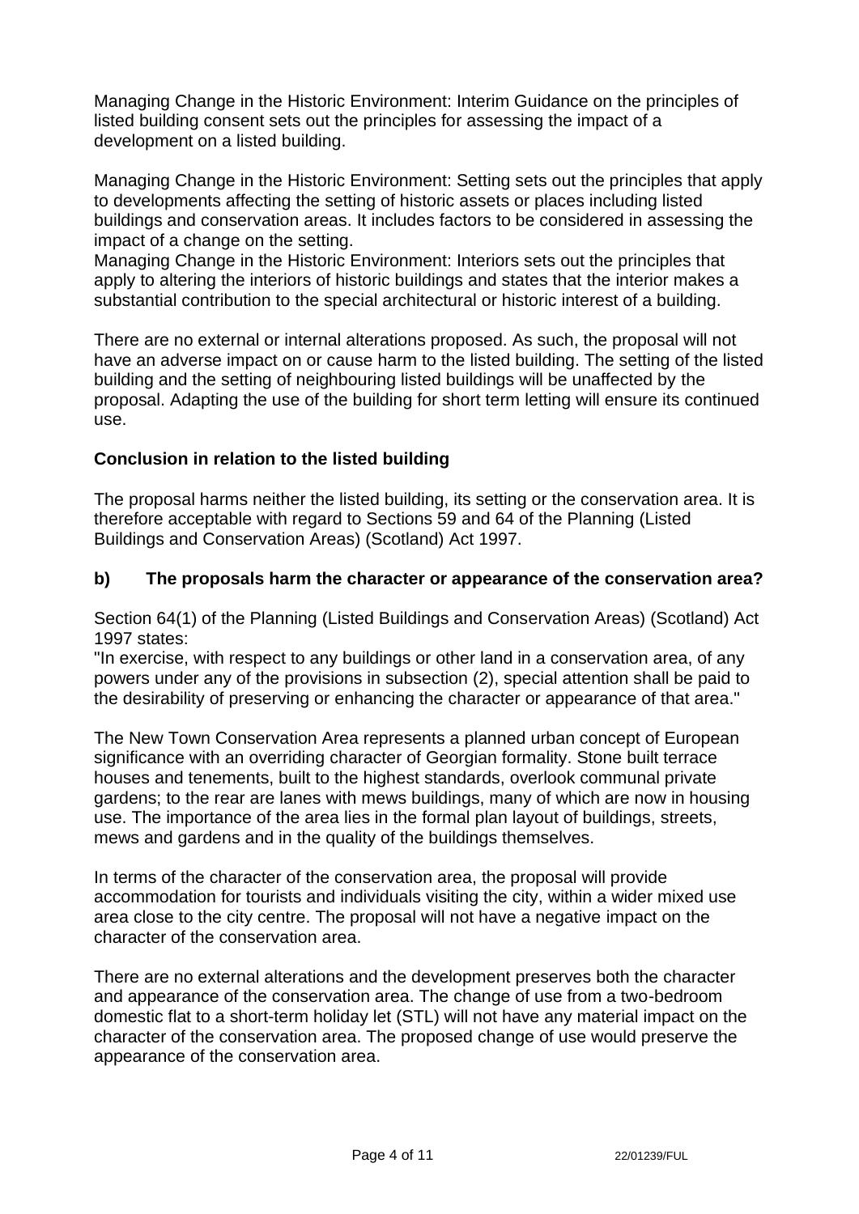Managing Change in the Historic Environment: Interim Guidance on the principles of listed building consent sets out the principles for assessing the impact of a development on a listed building.

Managing Change in the Historic Environment: Setting sets out the principles that apply to developments affecting the setting of historic assets or places including listed buildings and conservation areas. It includes factors to be considered in assessing the impact of a change on the setting.
Managing Change in the Historic Environment: Interiors sets out the principles that apply to altering the interiors of historic buildings and states that the interior makes a substantial contribution to the special architectural or historic interest of a building.

There are no external or internal alterations proposed. As such, the proposal will not have an adverse impact on or cause harm to the listed building. The setting of the listed building and the setting of neighbouring listed buildings will be unaffected by the proposal. Adapting the use of the building for short term letting will ensure its continued use.

**Conclusion in relation to the listed building**

The proposal harms neither the listed building, its setting or the conservation area. It is therefore acceptable with regard to Sections 59 and 64 of the Planning (Listed Buildings and Conservation Areas) (Scotland) Act 1997.

**b) The proposals harm the character or appearance of the conservation area?**

Section 64(1) of the Planning (Listed Buildings and Conservation Areas) (Scotland) Act 1997 states:
"In exercise, with respect to any buildings or other land in a conservation area, of any powers under any of the provisions in subsection (2), special attention shall be paid to the desirability of preserving or enhancing the character or appearance of that area."

The New Town Conservation Area represents a planned urban concept of European significance with an overriding character of Georgian formality. Stone built terrace houses and tenements, built to the highest standards, overlook communal private gardens; to the rear are lanes with mews buildings, many of which are now in housing use. The importance of the area lies in the formal plan layout of buildings, streets, mews and gardens and in the quality of the buildings themselves.

In terms of the character of the conservation area, the proposal will provide accommodation for tourists and individuals visiting the city, within a wider mixed use area close to the city centre. The proposal will not have a negative impact on the character of the conservation area.

There are no external alterations and the development preserves both the character and appearance of the conservation area. The change of use from a two-bedroom domestic flat to a short-term holiday let (STL) will not have any material impact on the character of the conservation area. The proposed change of use would preserve the appearance of the conservation area.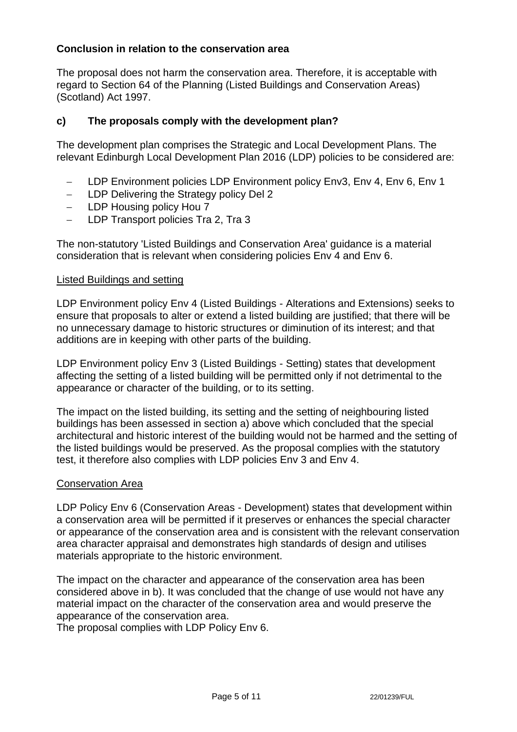**Conclusion in relation to the conservation area**

The proposal does not harm the conservation area. Therefore, it is acceptable with regard to Section 64 of the Planning (Listed Buildings and Conservation Areas) (Scotland) Act 1997.

### c) The proposals comply with the development plan?

The development plan comprises the Strategic and Local Development Plans. The relevant Edinburgh Local Development Plan 2016 (LDP) policies to be considered are:

- LDP Environment policies LDP Environment policy Env3, Env 4, Env 6, Env 1
- LDP Delivering the Strategy policy Del 2
- LDP Housing policy Hou 7
- LDP Transport policies Tra 2, Tra 3

The non-statutory 'Listed Buildings and Conservation Area' guidance is a material consideration that is relevant when considering policies Env 4 and Env 6.

Listed Buildings and setting

LDP Environment policy Env 4 (Listed Buildings - Alterations and Extensions) seeks to ensure that proposals to alter or extend a listed building are justified; that there will be no unnecessary damage to historic structures or diminution of its interest; and that additions are in keeping with other parts of the building.

LDP Environment policy Env 3 (Listed Buildings - Setting) states that development affecting the setting of a listed building will be permitted only if not detrimental to the appearance or character of the building, or to its setting.

The impact on the listed building, its setting and the setting of neighbouring listed buildings has been assessed in section a) above which concluded that the special architectural and historic interest of the building would not be harmed and the setting of the listed buildings would be preserved. As the proposal complies with the statutory test, it therefore also complies with LDP policies Env 3 and Env 4.

Conservation Area

LDP Policy Env 6 (Conservation Areas - Development) states that development within a conservation area will be permitted if it preserves or enhances the special character or appearance of the conservation area and is consistent with the relevant conservation area character appraisal and demonstrates high standards of design and utilises materials appropriate to the historic environment.

The impact on the character and appearance of the conservation area has been considered above in b). It was concluded that the change of use would not have any material impact on the character of the conservation area and would preserve the appearance of the conservation area.
The proposal complies with LDP Policy Env 6.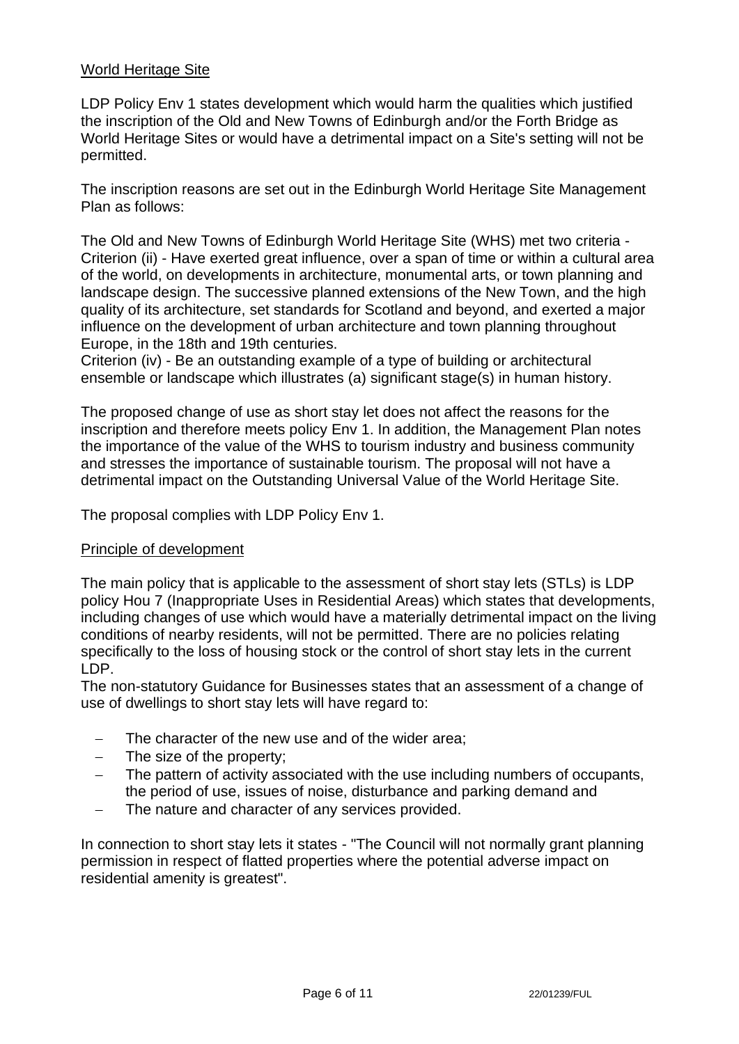## World Heritage Site

LDP Policy Env 1 states development which would harm the qualities which justified the inscription of the Old and New Towns of Edinburgh and/or the Forth Bridge as World Heritage Sites or would have a detrimental impact on a Site's setting will not be permitted.

The inscription reasons are set out in the Edinburgh World Heritage Site Management Plan as follows:

The Old and New Towns of Edinburgh World Heritage Site (WHS) met two criteria - Criterion (ii) - Have exerted great influence, over a span of time or within a cultural area of the world, on developments in architecture, monumental arts, or town planning and landscape design. The successive planned extensions of the New Town, and the high quality of its architecture, set standards for Scotland and beyond, and exerted a major influence on the development of urban architecture and town planning throughout Europe, in the 18th and 19th centuries.
Criterion (iv) - Be an outstanding example of a type of building or architectural ensemble or landscape which illustrates (a) significant stage(s) in human history.

The proposed change of use as short stay let does not affect the reasons for the inscription and therefore meets policy Env 1. In addition, the Management Plan notes the importance of the value of the WHS to tourism industry and business community and stresses the importance of sustainable tourism. The proposal will not have a detrimental impact on the Outstanding Universal Value of the World Heritage Site.

The proposal complies with LDP Policy Env 1.

## Principle of development

The main policy that is applicable to the assessment of short stay lets (STLs) is LDP policy Hou 7 (Inappropriate Uses in Residential Areas) which states that developments, including changes of use which would have a materially detrimental impact on the living conditions of nearby residents, will not be permitted. There are no policies relating specifically to the loss of housing stock or the control of short stay lets in the current LDP.
The non-statutory Guidance for Businesses states that an assessment of a change of use of dwellings to short stay lets will have regard to:

- The character of the new use and of the wider area;
- The size of the property;
- The pattern of activity associated with the use including numbers of occupants, the period of use, issues of noise, disturbance and parking demand and
- The nature and character of any services provided.

In connection to short stay lets it states - "The Council will not normally grant planning permission in respect of flatted properties where the potential adverse impact on residential amenity is greatest".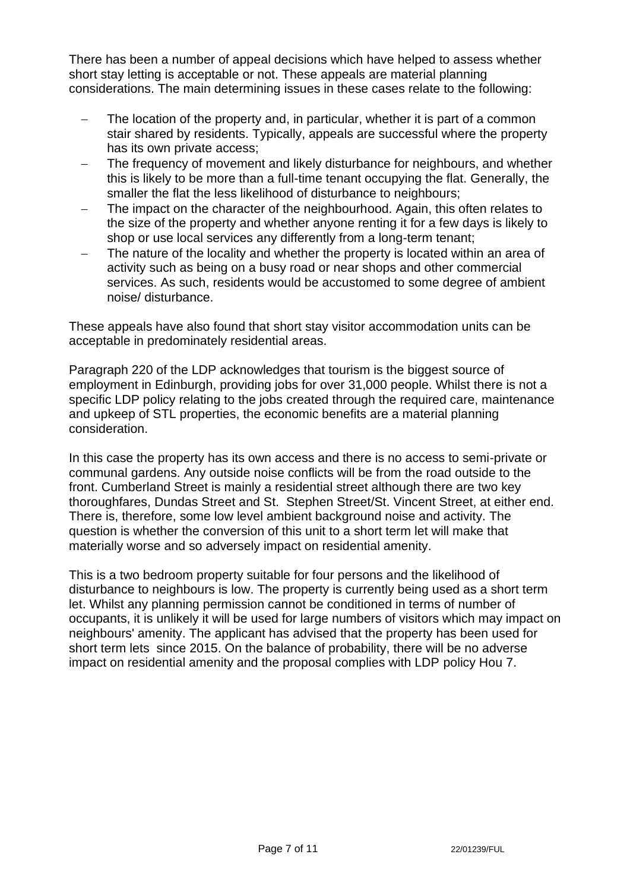There has been a number of appeal decisions which have helped to assess whether short stay letting is acceptable or not. These appeals are material planning considerations. The main determining issues in these cases relate to the following:

- The location of the property and, in particular, whether it is part of a common stair shared by residents. Typically, appeals are successful where the property has its own private access;
- The frequency of movement and likely disturbance for neighbours, and whether this is likely to be more than a full-time tenant occupying the flat. Generally, the smaller the flat the less likelihood of disturbance to neighbours;
- The impact on the character of the neighbourhood. Again, this often relates to the size of the property and whether anyone renting it for a few days is likely to shop or use local services any differently from a long-term tenant;
- The nature of the locality and whether the property is located within an area of activity such as being on a busy road or near shops and other commercial services. As such, residents would be accustomed to some degree of ambient noise/ disturbance.

These appeals have also found that short stay visitor accommodation units can be acceptable in predominately residential areas.

Paragraph 220 of the LDP acknowledges that tourism is the biggest source of employment in Edinburgh, providing jobs for over 31,000 people. Whilst there is not a specific LDP policy relating to the jobs created through the required care, maintenance and upkeep of STL properties, the economic benefits are a material planning consideration.

In this case the property has its own access and there is no access to semi-private or communal gardens. Any outside noise conflicts will be from the road outside to the front. Cumberland Street is mainly a residential street although there are two key thoroughfares, Dundas Street and St. Stephen Street/St. Vincent Street, at either end. There is, therefore, some low level ambient background noise and activity. The question is whether the conversion of this unit to a short term let will make that materially worse and so adversely impact on residential amenity.

This is a two bedroom property suitable for four persons and the likelihood of disturbance to neighbours is low. The property is currently being used as a short term let. Whilst any planning permission cannot be conditioned in terms of number of occupants, it is unlikely it will be used for large numbers of visitors which may impact on neighbours' amenity. The applicant has advised that the property has been used for short term lets since 2015. On the balance of probability, there will be no adverse impact on residential amenity and the proposal complies with LDP policy Hou 7.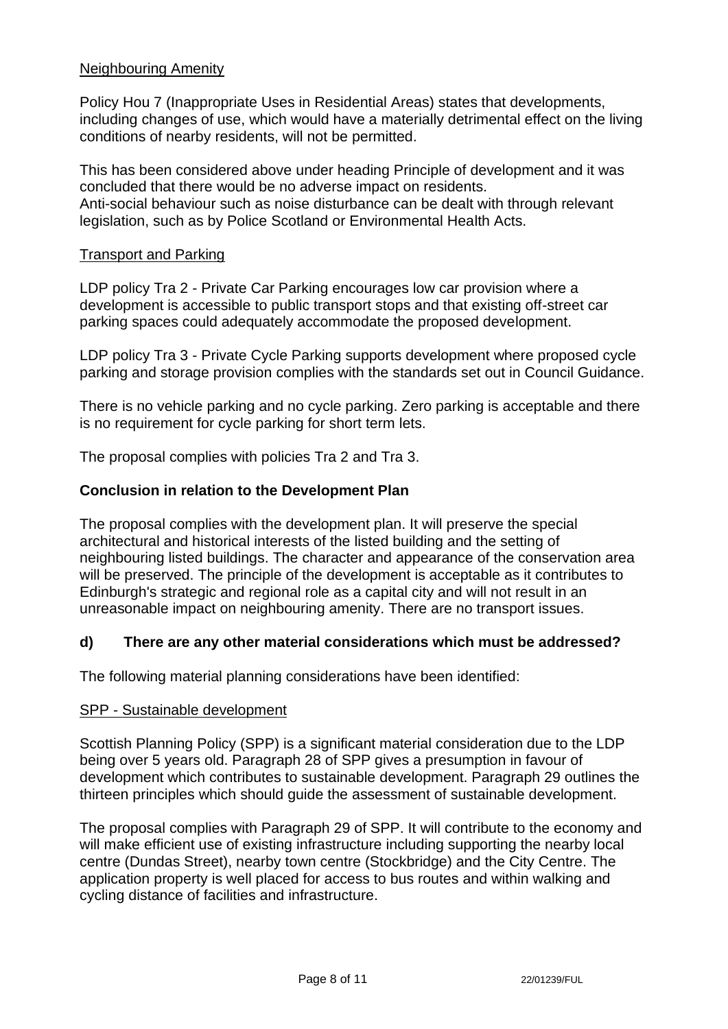Neighbouring Amenity

Policy Hou 7 (Inappropriate Uses in Residential Areas) states that developments, including changes of use, which would have a materially detrimental effect on the living conditions of nearby residents, will not be permitted.

This has been considered above under heading Principle of development and it was concluded that there would be no adverse impact on residents.
Anti-social behaviour such as noise disturbance can be dealt with through relevant legislation, such as by Police Scotland or Environmental Health Acts.

Transport and Parking

LDP policy Tra 2 - Private Car Parking encourages low car provision where a development is accessible to public transport stops and that existing off-street car parking spaces could adequately accommodate the proposed development.

LDP policy Tra 3 - Private Cycle Parking supports development where proposed cycle parking and storage provision complies with the standards set out in Council Guidance.

There is no vehicle parking and no cycle parking. Zero parking is acceptable and there is no requirement for cycle parking for short term lets.

The proposal complies with policies Tra 2 and Tra 3.

**Conclusion in relation to the Development Plan**

The proposal complies with the development plan. It will preserve the special architectural and historical interests of the listed building and the setting of neighbouring listed buildings. The character and appearance of the conservation area will be preserved. The principle of the development is acceptable as it contributes to Edinburgh's strategic and regional role as a capital city and will not result in an unreasonable impact on neighbouring amenity. There are no transport issues.

**d) There are any other material considerations which must be addressed?**

The following material planning considerations have been identified:

SPP - Sustainable development

Scottish Planning Policy (SPP) is a significant material consideration due to the LDP being over 5 years old. Paragraph 28 of SPP gives a presumption in favour of development which contributes to sustainable development. Paragraph 29 outlines the thirteen principles which should guide the assessment of sustainable development.

The proposal complies with Paragraph 29 of SPP. It will contribute to the economy and will make efficient use of existing infrastructure including supporting the nearby local centre (Dundas Street), nearby town centre (Stockbridge) and the City Centre. The application property is well placed for access to bus routes and within walking and cycling distance of facilities and infrastructure.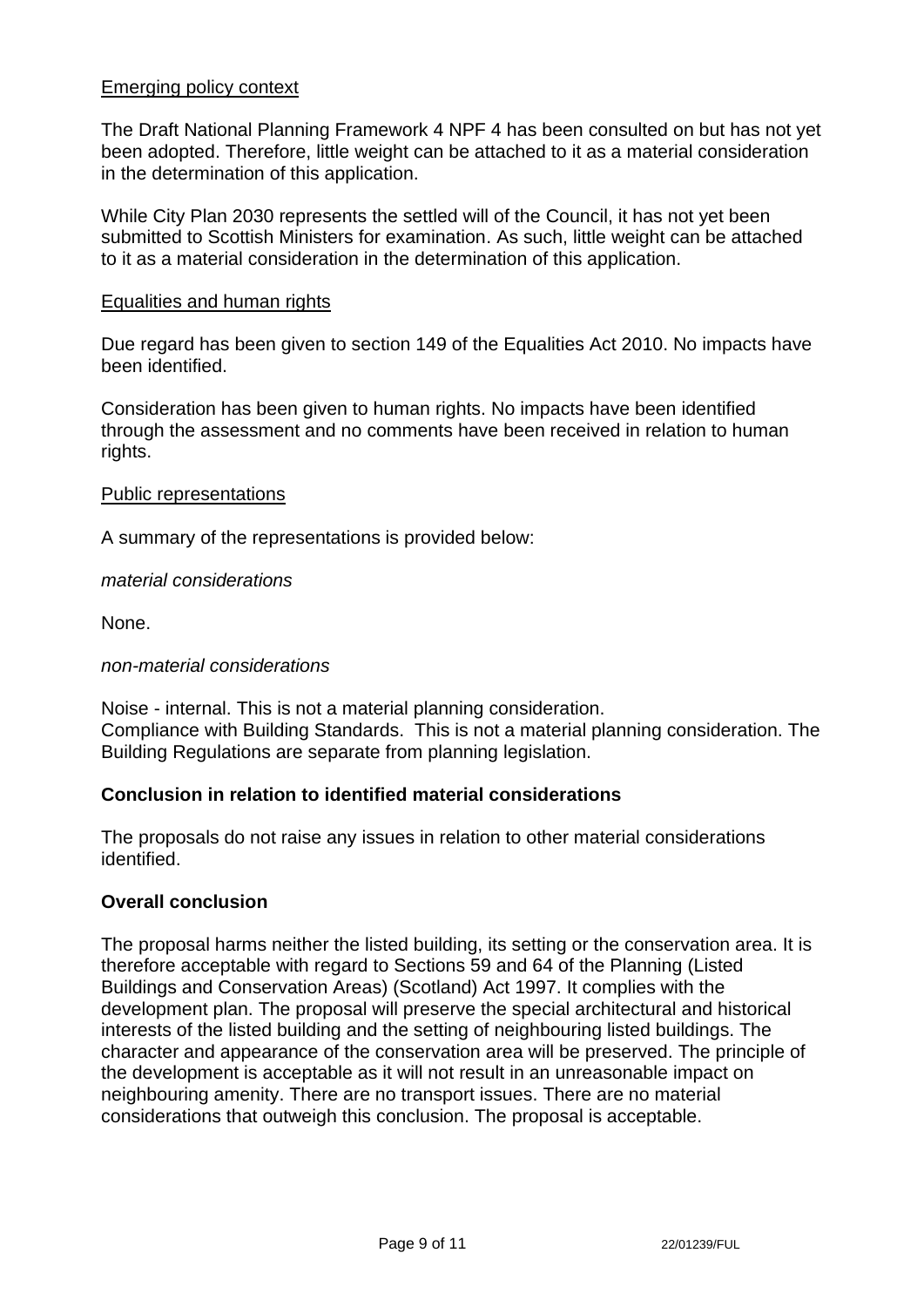Emerging policy context

The Draft National Planning Framework 4 NPF 4 has been consulted on but has not yet been adopted. Therefore, little weight can be attached to it as a material consideration in the determination of this application.

While City Plan 2030 represents the settled will of the Council, it has not yet been submitted to Scottish Ministers for examination. As such, little weight can be attached to it as a material consideration in the determination of this application.

Equalities and human rights

Due regard has been given to section 149 of the Equalities Act 2010. No impacts have been identified.

Consideration has been given to human rights. No impacts have been identified through the assessment and no comments have been received in relation to human rights.

Public representations

A summary of the representations is provided below:

*material considerations*

None.

*non-material considerations*

Noise - internal. This is not a material planning consideration.
Compliance with Building Standards. This is not a material planning consideration. The Building Regulations are separate from planning legislation.

**Conclusion in relation to identified material considerations**

The proposals do not raise any issues in relation to other material considerations identified.

**Overall conclusion**

The proposal harms neither the listed building, its setting or the conservation area. It is therefore acceptable with regard to Sections 59 and 64 of the Planning (Listed Buildings and Conservation Areas) (Scotland) Act 1997. It complies with the development plan. The proposal will preserve the special architectural and historical interests of the listed building and the setting of neighbouring listed buildings. The character and appearance of the conservation area will be preserved. The principle of the development is acceptable as it will not result in an unreasonable impact on neighbouring amenity. There are no transport issues. There are no material considerations that outweigh this conclusion. The proposal is acceptable.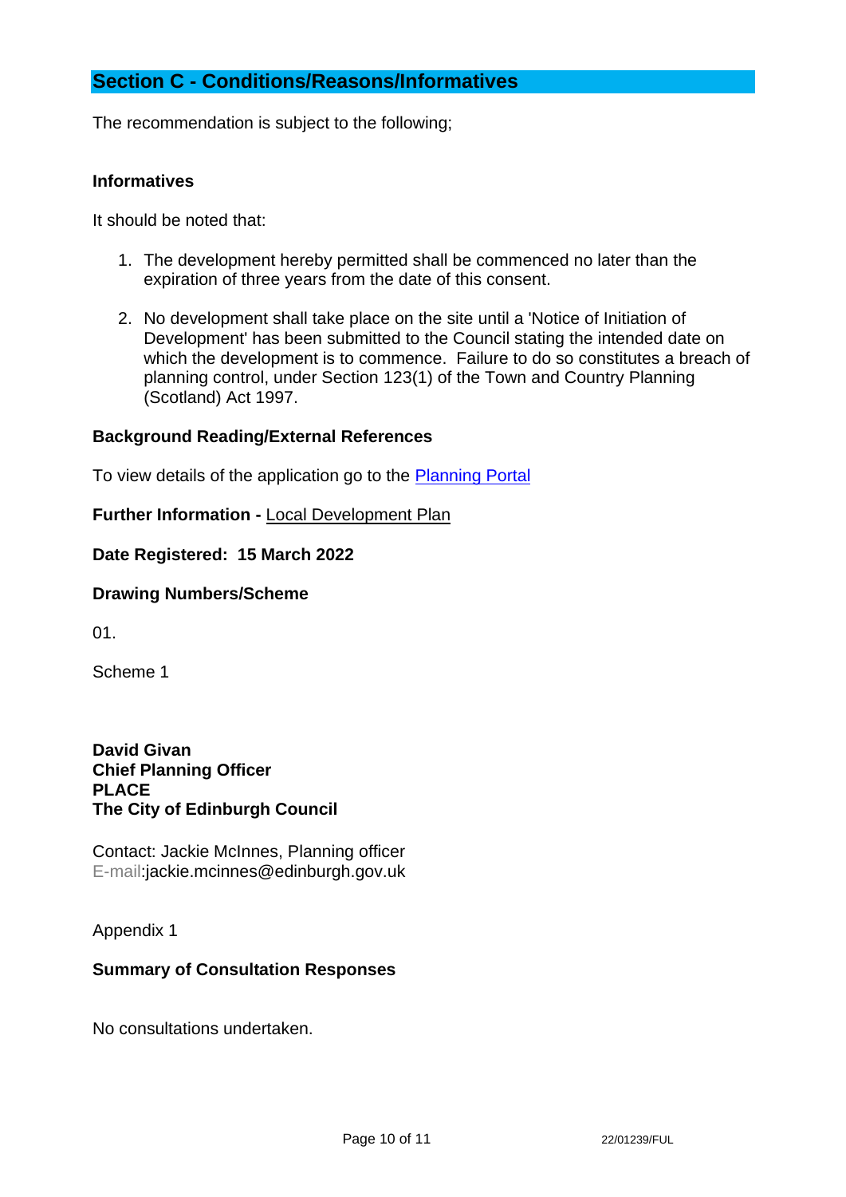## Section C - Conditions/Reasons/Informatives

The recommendation is subject to the following;

**Informatives**

It should be noted that:

1. The development hereby permitted shall be commenced no later than the expiration of three years from the date of this consent.

2. No development shall take place on the site until a 'Notice of Initiation of Development' has been submitted to the Council stating the intended date on which the development is to commence. Failure to do so constitutes a breach of planning control, under Section 123(1) of the Town and Country Planning (Scotland) Act 1997.

**Background Reading/External References**

To view details of the application go to the Planning Portal

**Further Information -** Local Development Plan

**Date Registered: 15 March 2022**

**Drawing Numbers/Scheme**

01.

Scheme 1

**David Givan**
**Chief Planning Officer**
**PLACE**
**The City of Edinburgh Council**

Contact: Jackie McInnes, Planning officer
E-mail:jackie.mcinnes@edinburgh.gov.uk

Appendix 1

**Summary of Consultation Responses**

No consultations undertaken.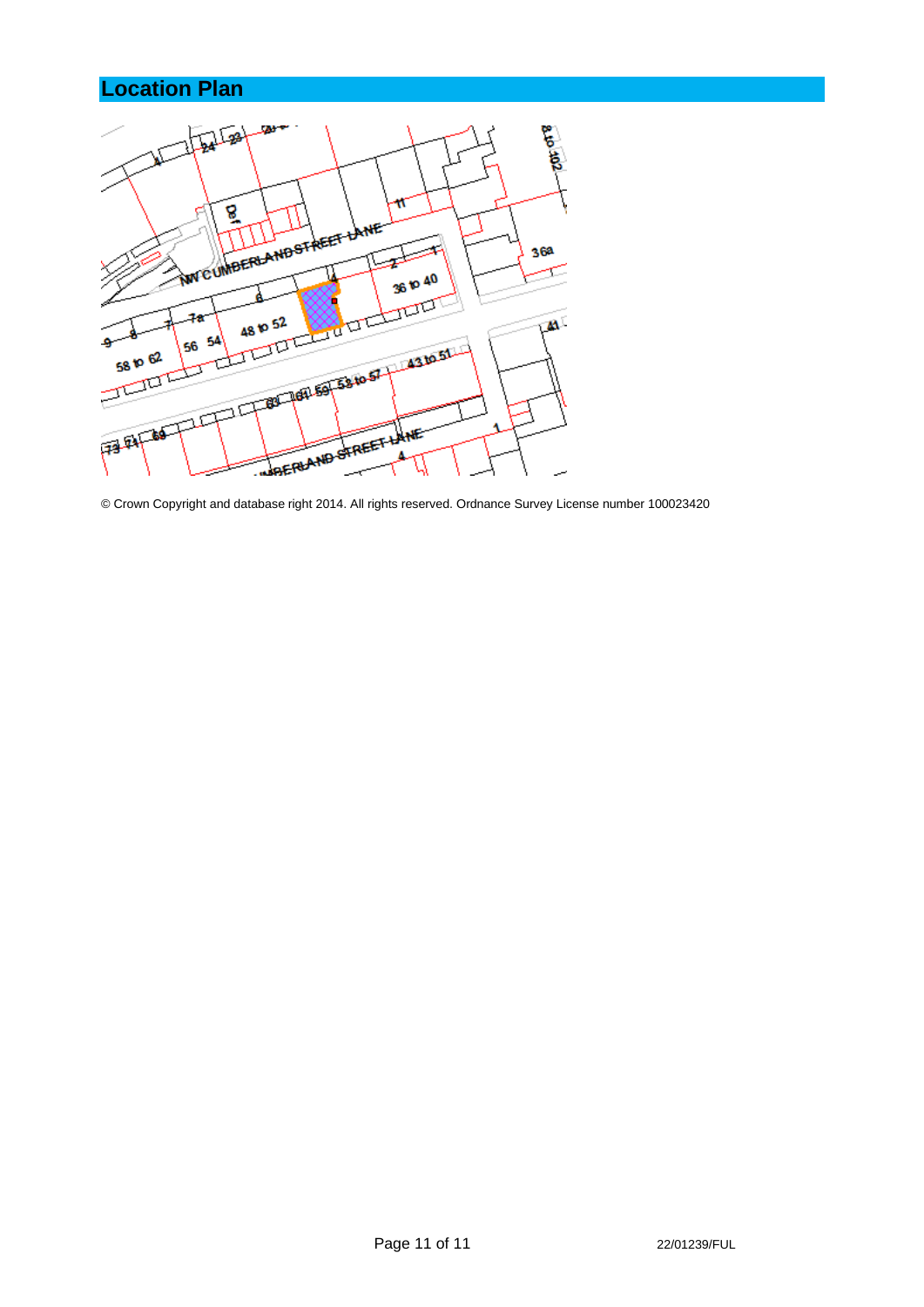# Location Plan

© Crown Copyright and database right 2014. All rights reserved. Ordnance Survey License number 100023420